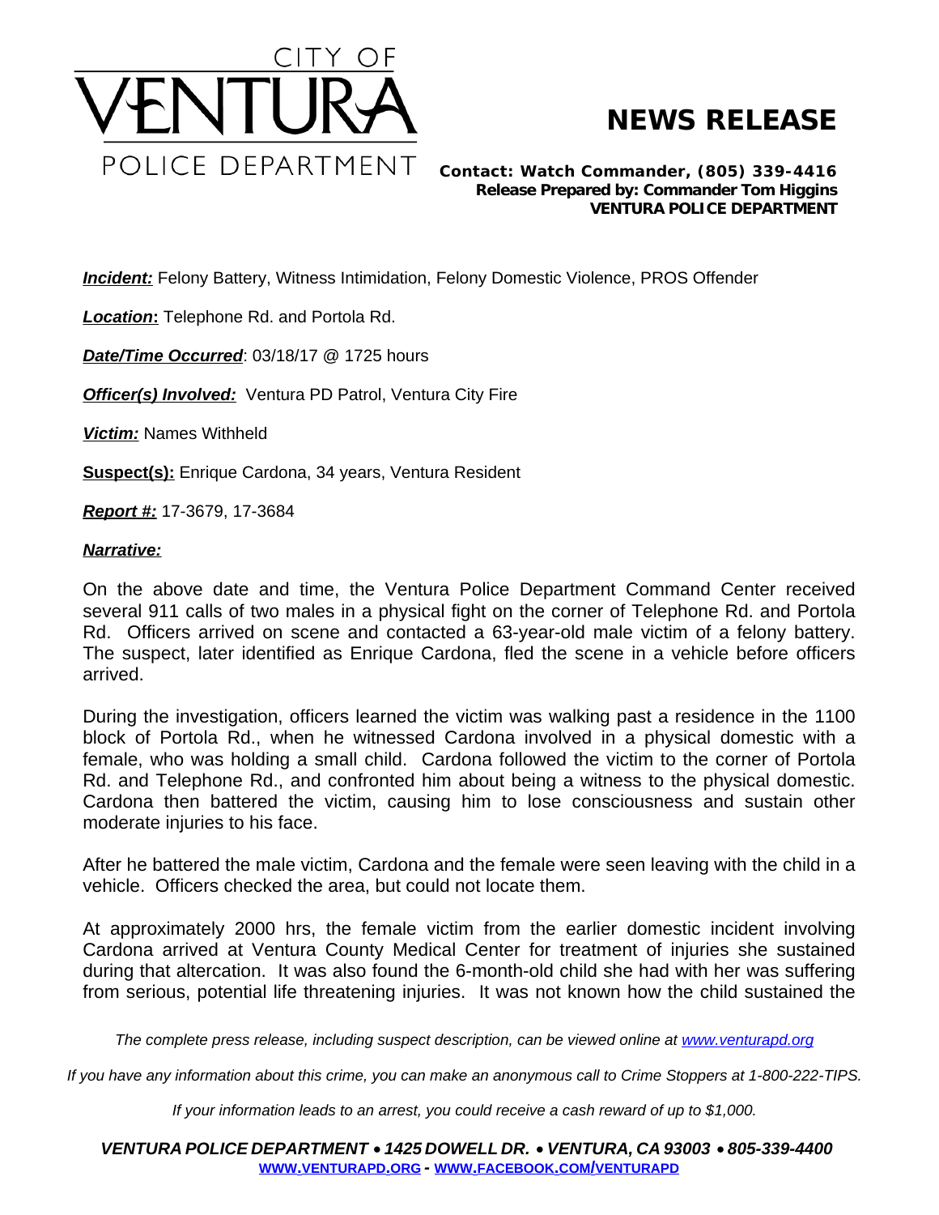# CITY OF VENTURA POLICE DEPARTMENT

## NEWS RELEASE

**Contact: Watch Commander, (805) 339-4416**
**Release Prepared by: Commander Tom Higgins**
**VENTURA POLICE DEPARTMENT**

***Incident:*** Felony Battery, Witness Intimidation, Felony Domestic Violence, PROS Offender

***Location*:** Telephone Rd. and Portola Rd.

***Date/Time Occurred***: 03/18/17 @ 1725 hours

***Officer(s) Involved:*** Ventura PD Patrol, Ventura City Fire

***Victim:*** Names Withheld

**Suspect(s):** Enrique Cardona, 34 years, Ventura Resident

***Report #:*** 17-3679, 17-3684

***Narrative:***

On the above date and time, the Ventura Police Department Command Center received several 911 calls of two males in a physical fight on the corner of Telephone Rd. and Portola Rd. Officers arrived on scene and contacted a 63-year-old male victim of a felony battery. The suspect, later identified as Enrique Cardona, fled the scene in a vehicle before officers arrived.

During the investigation, officers learned the victim was walking past a residence in the 1100 block of Portola Rd., when he witnessed Cardona involved in a physical domestic with a female, who was holding a small child. Cardona followed the victim to the corner of Portola Rd. and Telephone Rd., and confronted him about being a witness to the physical domestic. Cardona then battered the victim, causing him to lose consciousness and sustain other moderate injuries to his face.

After he battered the male victim, Cardona and the female were seen leaving with the child in a vehicle. Officers checked the area, but could not locate them.

At approximately 2000 hrs, the female victim from the earlier domestic incident involving Cardona arrived at Ventura County Medical Center for treatment of injuries she sustained during that altercation. It was also found the 6-month-old child she had with her was suffering from serious, potential life threatening injuries. It was not known how the child sustained the

*The complete press release, including suspect description, can be viewed online at www.venturapd.org*

*If you have any information about this crime, you can make an anonymous call to Crime Stoppers at 1-800-222-TIPS.*

*If your information leads to an arrest, you could receive a cash reward of up to $1,000.*

***VENTURA POLICE DEPARTMENT • 1425 DOWELL DR. • VENTURA, CA 93003 • 805-339-4400***
**WWW.VENTURAPD.ORG - WWW.FACEBOOK.COM/VENTURAPD**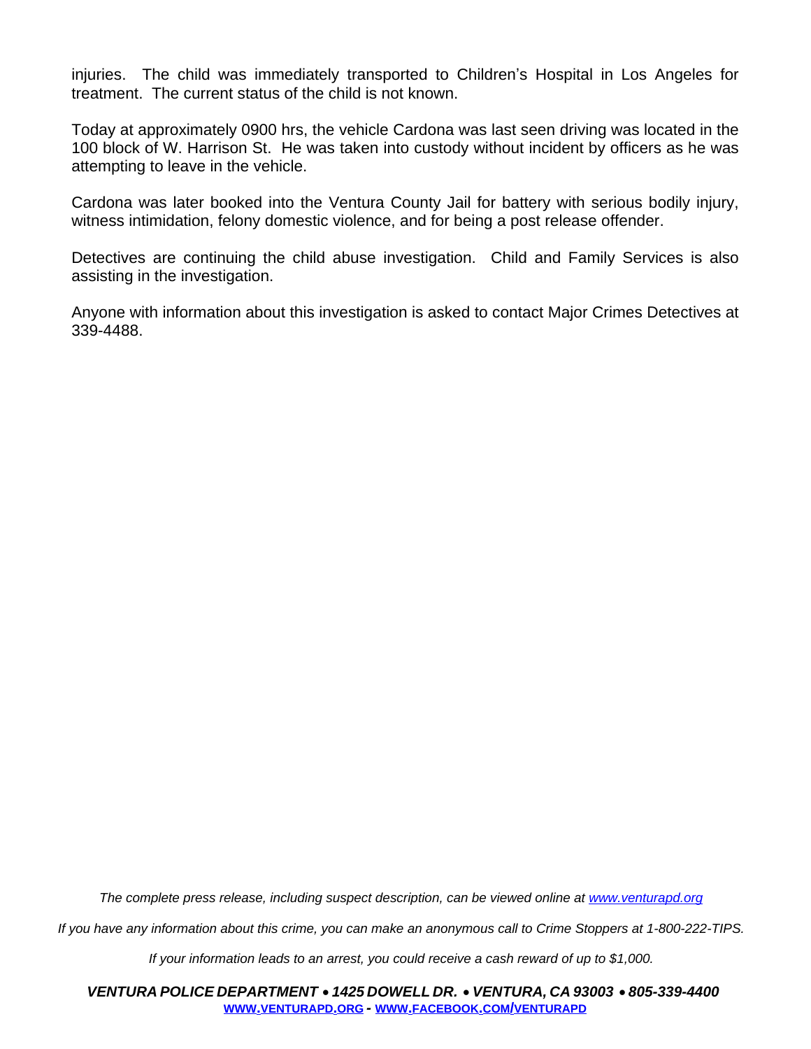injuries. The child was immediately transported to Children's Hospital in Los Angeles for treatment. The current status of the child is not known.

Today at approximately 0900 hrs, the vehicle Cardona was last seen driving was located in the 100 block of W. Harrison St. He was taken into custody without incident by officers as he was attempting to leave in the vehicle.

Cardona was later booked into the Ventura County Jail for battery with serious bodily injury, witness intimidation, felony domestic violence, and for being a post release offender.

Detectives are continuing the child abuse investigation. Child and Family Services is also assisting in the investigation.

Anyone with information about this investigation is asked to contact Major Crimes Detectives at 339-4488.

*The complete press release, including suspect description, can be viewed online at www.venturapd.org*

*If you have any information about this crime, you can make an anonymous call to Crime Stoppers at 1-800-222-TIPS.*

*If your information leads to an arrest, you could receive a cash reward of up to $1,000.*